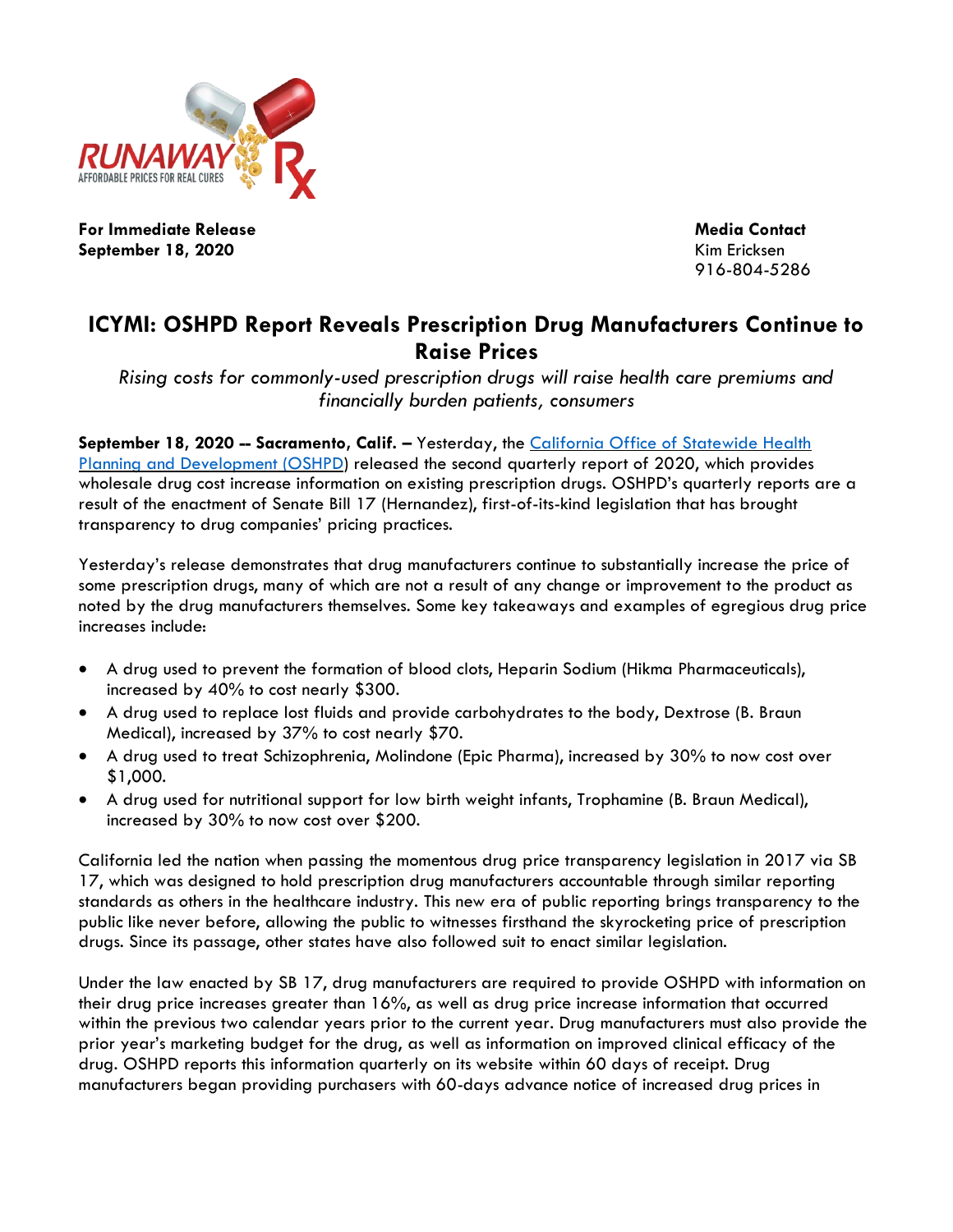RUNAWAY Rx
AFFORDABLE PRICES FOR REAL CURES

**For Immediate Release**
**September 18, 2020**

**Media Contact**
Kim Ericksen
916-804-5286

# ICYMI: OSHPD Report Reveals Prescription Drug Manufacturers Continue to Raise Prices

*Rising costs for commonly-used prescription drugs will raise health care premiums and financially burden patients, consumers*

**September 18, 2020 -- Sacramento, Calif. –** Yesterday, the [California Office of Statewide Health Planning and Development (OSHPD)] released the second quarterly report of 2020, which provides wholesale drug cost increase information on existing prescription drugs. OSHPD's quarterly reports are a result of the enactment of Senate Bill 17 (Hernandez), first-of-its-kind legislation that has brought transparency to drug companies' pricing practices.

Yesterday's release demonstrates that drug manufacturers continue to substantially increase the price of some prescription drugs, many of which are not a result of any change or improvement to the product as noted by the drug manufacturers themselves. Some key takeaways and examples of egregious drug price increases include:

- A drug used to prevent the formation of blood clots, Heparin Sodium (Hikma Pharmaceuticals), increased by 40% to cost nearly $300.
- A drug used to replace lost fluids and provide carbohydrates to the body, Dextrose (B. Braun Medical), increased by 37% to cost nearly $70.
- A drug used to treat Schizophrenia, Molindone (Epic Pharma), increased by 30% to now cost over $1,000.
- A drug used for nutritional support for low birth weight infants, Trophamine (B. Braun Medical), increased by 30% to now cost over $200.

California led the nation when passing the momentous drug price transparency legislation in 2017 via SB 17, which was designed to hold prescription drug manufacturers accountable through similar reporting standards as others in the healthcare industry. This new era of public reporting brings transparency to the public like never before, allowing the public to witnesses firsthand the skyrocketing price of prescription drugs. Since its passage, other states have also followed suit to enact similar legislation.

Under the law enacted by SB 17, drug manufacturers are required to provide OSHPD with information on their drug price increases greater than 16%, as well as drug price increase information that occurred within the previous two calendar years prior to the current year. Drug manufacturers must also provide the prior year's marketing budget for the drug, as well as information on improved clinical efficacy of the drug. OSHPD reports this information quarterly on its website within 60 days of receipt. Drug manufacturers began providing purchasers with 60-days advance notice of increased drug prices in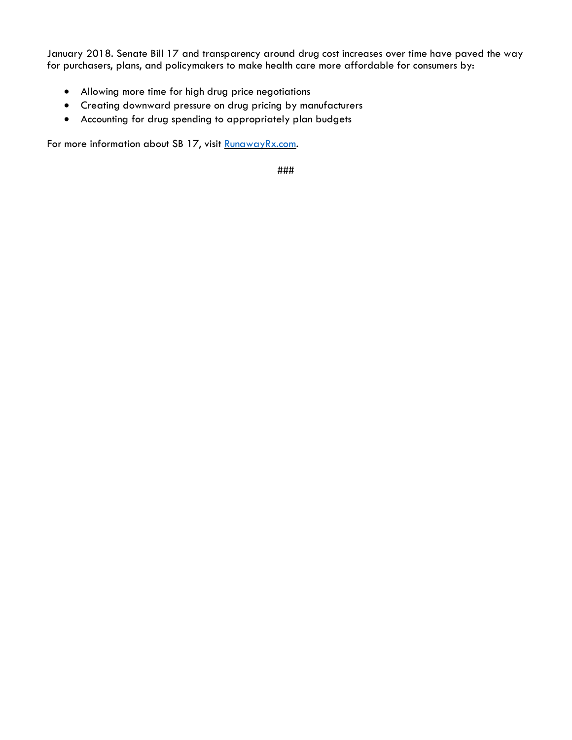January 2018. Senate Bill 17 and transparency around drug cost increases over time have paved the way for purchasers, plans, and policymakers to make health care more affordable for consumers by:

- Allowing more time for high drug price negotiations
- Creating downward pressure on drug pricing by manufacturers
- Accounting for drug spending to appropriately plan budgets

For more information about SB 17, visit RunawayRx.com.

###